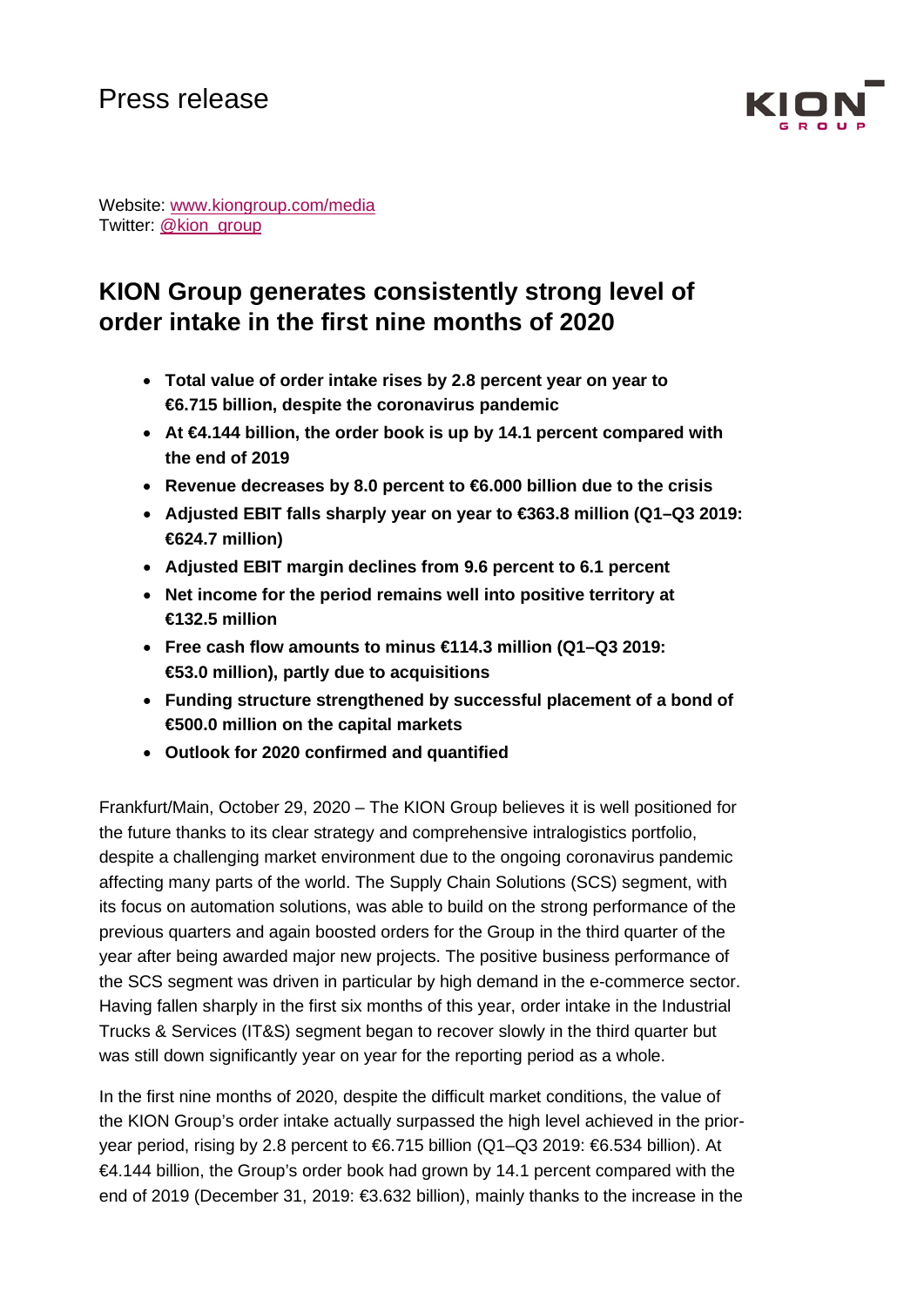# Press release

Website: www.kiongroup.com/media
Twitter: @kion_group

## KION Group generates consistently strong level of order intake in the first nine months of 2020

- **Total value of order intake rises by 2.8 percent year on year to €6.715 billion, despite the coronavirus pandemic**
- **At €4.144 billion, the order book is up by 14.1 percent compared with the end of 2019**
- **Revenue decreases by 8.0 percent to €6.000 billion due to the crisis**
- **Adjusted EBIT falls sharply year on year to €363.8 million (Q1–Q3 2019: €624.7 million)**
- **Adjusted EBIT margin declines from 9.6 percent to 6.1 percent**
- **Net income for the period remains well into positive territory at €132.5 million**
- **Free cash flow amounts to minus €114.3 million (Q1–Q3 2019: €53.0 million), partly due to acquisitions**
- **Funding structure strengthened by successful placement of a bond of €500.0 million on the capital markets**
- **Outlook for 2020 confirmed and quantified**

Frankfurt/Main, October 29, 2020 – The KION Group believes it is well positioned for the future thanks to its clear strategy and comprehensive intralogistics portfolio, despite a challenging market environment due to the ongoing coronavirus pandemic affecting many parts of the world. The Supply Chain Solutions (SCS) segment, with its focus on automation solutions, was able to build on the strong performance of the previous quarters and again boosted orders for the Group in the third quarter of the year after being awarded major new projects. The positive business performance of the SCS segment was driven in particular by high demand in the e-commerce sector. Having fallen sharply in the first six months of this year, order intake in the Industrial Trucks & Services (IT&S) segment began to recover slowly in the third quarter but was still down significantly year on year for the reporting period as a whole.

In the first nine months of 2020, despite the difficult market conditions, the value of the KION Group's order intake actually surpassed the high level achieved in the prior-year period, rising by 2.8 percent to €6.715 billion (Q1–Q3 2019: €6.534 billion). At €4.144 billion, the Group's order book had grown by 14.1 percent compared with the end of 2019 (December 31, 2019: €3.632 billion), mainly thanks to the increase in the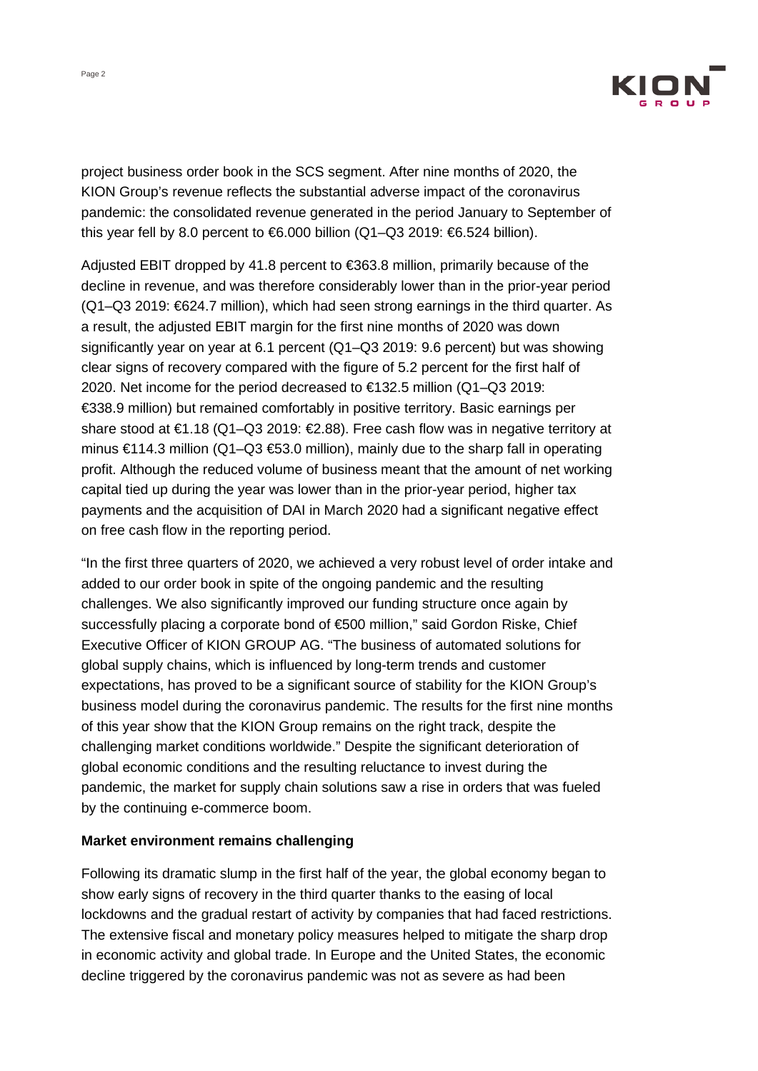project business order book in the SCS segment. After nine months of 2020, the KION Group's revenue reflects the substantial adverse impact of the coronavirus pandemic: the consolidated revenue generated in the period January to September of this year fell by 8.0 percent to €6.000 billion (Q1–Q3 2019: €6.524 billion).

Adjusted EBIT dropped by 41.8 percent to €363.8 million, primarily because of the decline in revenue, and was therefore considerably lower than in the prior-year period (Q1–Q3 2019: €624.7 million), which had seen strong earnings in the third quarter. As a result, the adjusted EBIT margin for the first nine months of 2020 was down significantly year on year at 6.1 percent (Q1–Q3 2019: 9.6 percent) but was showing clear signs of recovery compared with the figure of 5.2 percent for the first half of 2020. Net income for the period decreased to €132.5 million (Q1–Q3 2019: €338.9 million) but remained comfortably in positive territory. Basic earnings per share stood at €1.18 (Q1–Q3 2019: €2.88). Free cash flow was in negative territory at minus €114.3 million (Q1–Q3 €53.0 million), mainly due to the sharp fall in operating profit. Although the reduced volume of business meant that the amount of net working capital tied up during the year was lower than in the prior-year period, higher tax payments and the acquisition of DAI in March 2020 had a significant negative effect on free cash flow in the reporting period.

"In the first three quarters of 2020, we achieved a very robust level of order intake and added to our order book in spite of the ongoing pandemic and the resulting challenges. We also significantly improved our funding structure once again by successfully placing a corporate bond of €500 million," said Gordon Riske, Chief Executive Officer of KION GROUP AG. "The business of automated solutions for global supply chains, which is influenced by long-term trends and customer expectations, has proved to be a significant source of stability for the KION Group's business model during the coronavirus pandemic. The results for the first nine months of this year show that the KION Group remains on the right track, despite the challenging market conditions worldwide." Despite the significant deterioration of global economic conditions and the resulting reluctance to invest during the pandemic, the market for supply chain solutions saw a rise in orders that was fueled by the continuing e-commerce boom.

**Market environment remains challenging**

Following its dramatic slump in the first half of the year, the global economy began to show early signs of recovery in the third quarter thanks to the easing of local lockdowns and the gradual restart of activity by companies that had faced restrictions. The extensive fiscal and monetary policy measures helped to mitigate the sharp drop in economic activity and global trade. In Europe and the United States, the economic decline triggered by the coronavirus pandemic was not as severe as had been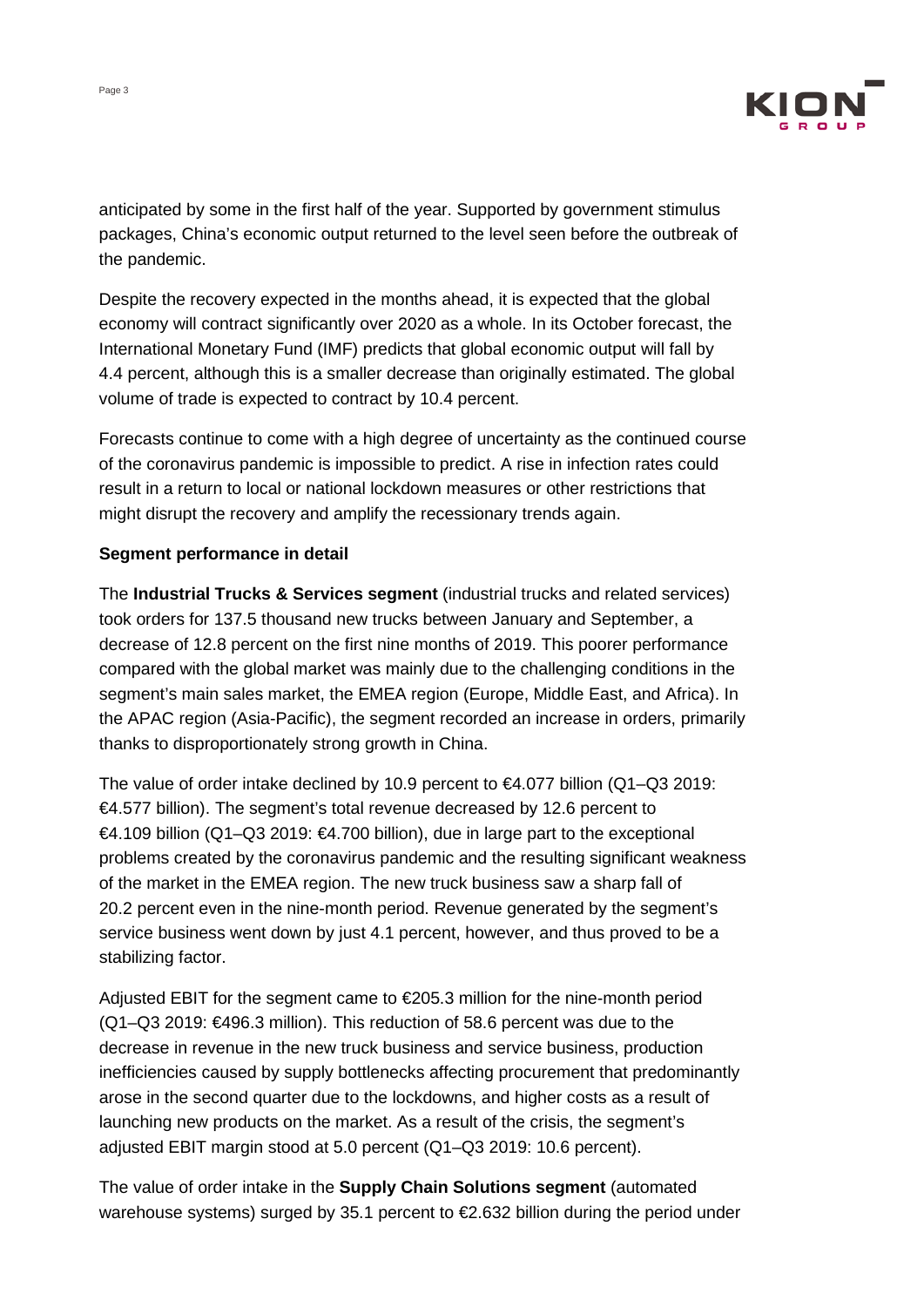anticipated by some in the first half of the year. Supported by government stimulus packages, China's economic output returned to the level seen before the outbreak of the pandemic.

Despite the recovery expected in the months ahead, it is expected that the global economy will contract significantly over 2020 as a whole. In its October forecast, the International Monetary Fund (IMF) predicts that global economic output will fall by 4.4 percent, although this is a smaller decrease than originally estimated. The global volume of trade is expected to contract by 10.4 percent.

Forecasts continue to come with a high degree of uncertainty as the continued course of the coronavirus pandemic is impossible to predict. A rise in infection rates could result in a return to local or national lockdown measures or other restrictions that might disrupt the recovery and amplify the recessionary trends again.

**Segment performance in detail**

The **Industrial Trucks & Services segment** (industrial trucks and related services) took orders for 137.5 thousand new trucks between January and September, a decrease of 12.8 percent on the first nine months of 2019. This poorer performance compared with the global market was mainly due to the challenging conditions in the segment's main sales market, the EMEA region (Europe, Middle East, and Africa). In the APAC region (Asia-Pacific), the segment recorded an increase in orders, primarily thanks to disproportionately strong growth in China.

The value of order intake declined by 10.9 percent to €4.077 billion (Q1–Q3 2019: €4.577 billion). The segment's total revenue decreased by 12.6 percent to €4.109 billion (Q1–Q3 2019: €4.700 billion), due in large part to the exceptional problems created by the coronavirus pandemic and the resulting significant weakness of the market in the EMEA region. The new truck business saw a sharp fall of 20.2 percent even in the nine-month period. Revenue generated by the segment's service business went down by just 4.1 percent, however, and thus proved to be a stabilizing factor.

Adjusted EBIT for the segment came to €205.3 million for the nine-month period (Q1–Q3 2019: €496.3 million). This reduction of 58.6 percent was due to the decrease in revenue in the new truck business and service business, production inefficiencies caused by supply bottlenecks affecting procurement that predominantly arose in the second quarter due to the lockdowns, and higher costs as a result of launching new products on the market. As a result of the crisis, the segment's adjusted EBIT margin stood at 5.0 percent (Q1–Q3 2019: 10.6 percent).

The value of order intake in the **Supply Chain Solutions segment** (automated warehouse systems) surged by 35.1 percent to €2.632 billion during the period under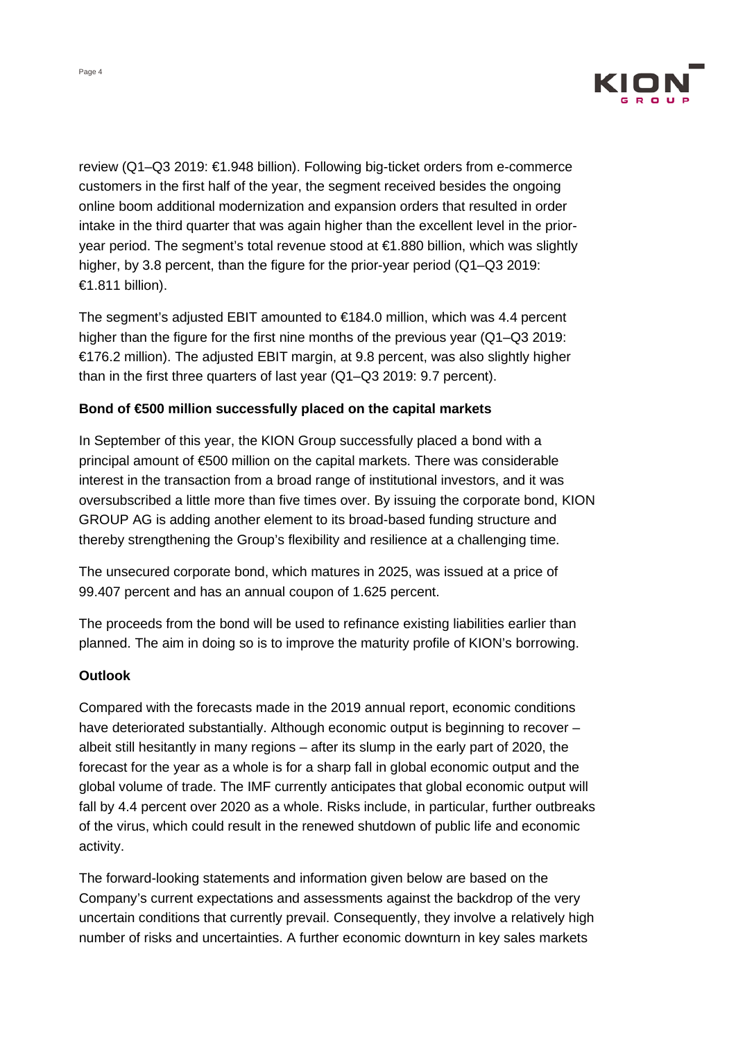review (Q1–Q3 2019: €1.948 billion). Following big-ticket orders from e-commerce customers in the first half of the year, the segment received besides the ongoing online boom additional modernization and expansion orders that resulted in order intake in the third quarter that was again higher than the excellent level in the prior-year period. The segment's total revenue stood at €1.880 billion, which was slightly higher, by 3.8 percent, than the figure for the prior-year period (Q1–Q3 2019: €1.811 billion).

The segment's adjusted EBIT amounted to €184.0 million, which was 4.4 percent higher than the figure for the first nine months of the previous year (Q1–Q3 2019: €176.2 million). The adjusted EBIT margin, at 9.8 percent, was also slightly higher than in the first three quarters of last year (Q1–Q3 2019: 9.7 percent).

**Bond of €500 million successfully placed on the capital markets**

In September of this year, the KION Group successfully placed a bond with a principal amount of €500 million on the capital markets. There was considerable interest in the transaction from a broad range of institutional investors, and it was oversubscribed a little more than five times over. By issuing the corporate bond, KION GROUP AG is adding another element to its broad-based funding structure and thereby strengthening the Group's flexibility and resilience at a challenging time.

The unsecured corporate bond, which matures in 2025, was issued at a price of 99.407 percent and has an annual coupon of 1.625 percent.

The proceeds from the bond will be used to refinance existing liabilities earlier than planned. The aim in doing so is to improve the maturity profile of KION's borrowing.

**Outlook**

Compared with the forecasts made in the 2019 annual report, economic conditions have deteriorated substantially. Although economic output is beginning to recover – albeit still hesitantly in many regions – after its slump in the early part of 2020, the forecast for the year as a whole is for a sharp fall in global economic output and the global volume of trade. The IMF currently anticipates that global economic output will fall by 4.4 percent over 2020 as a whole. Risks include, in particular, further outbreaks of the virus, which could result in the renewed shutdown of public life and economic activity.

The forward-looking statements and information given below are based on the Company's current expectations and assessments against the backdrop of the very uncertain conditions that currently prevail. Consequently, they involve a relatively high number of risks and uncertainties. A further economic downturn in key sales markets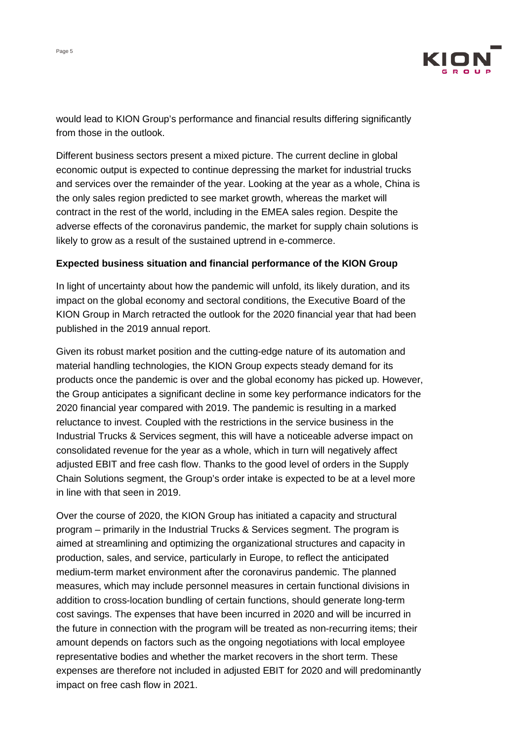would lead to KION Group's performance and financial results differing significantly from those in the outlook.

Different business sectors present a mixed picture. The current decline in global economic output is expected to continue depressing the market for industrial trucks and services over the remainder of the year. Looking at the year as a whole, China is the only sales region predicted to see market growth, whereas the market will contract in the rest of the world, including in the EMEA sales region. Despite the adverse effects of the coronavirus pandemic, the market for supply chain solutions is likely to grow as a result of the sustained uptrend in e-commerce.

**Expected business situation and financial performance of the KION Group**

In light of uncertainty about how the pandemic will unfold, its likely duration, and its impact on the global economy and sectoral conditions, the Executive Board of the KION Group in March retracted the outlook for the 2020 financial year that had been published in the 2019 annual report.

Given its robust market position and the cutting-edge nature of its automation and material handling technologies, the KION Group expects steady demand for its products once the pandemic is over and the global economy has picked up. However, the Group anticipates a significant decline in some key performance indicators for the 2020 financial year compared with 2019. The pandemic is resulting in a marked reluctance to invest. Coupled with the restrictions in the service business in the Industrial Trucks & Services segment, this will have a noticeable adverse impact on consolidated revenue for the year as a whole, which in turn will negatively affect adjusted EBIT and free cash flow. Thanks to the good level of orders in the Supply Chain Solutions segment, the Group's order intake is expected to be at a level more in line with that seen in 2019.

Over the course of 2020, the KION Group has initiated a capacity and structural program – primarily in the Industrial Trucks & Services segment. The program is aimed at streamlining and optimizing the organizational structures and capacity in production, sales, and service, particularly in Europe, to reflect the anticipated medium-term market environment after the coronavirus pandemic. The planned measures, which may include personnel measures in certain functional divisions in addition to cross-location bundling of certain functions, should generate long-term cost savings. The expenses that have been incurred in 2020 and will be incurred in the future in connection with the program will be treated as non-recurring items; their amount depends on factors such as the ongoing negotiations with local employee representative bodies and whether the market recovers in the short term. These expenses are therefore not included in adjusted EBIT for 2020 and will predominantly impact on free cash flow in 2021.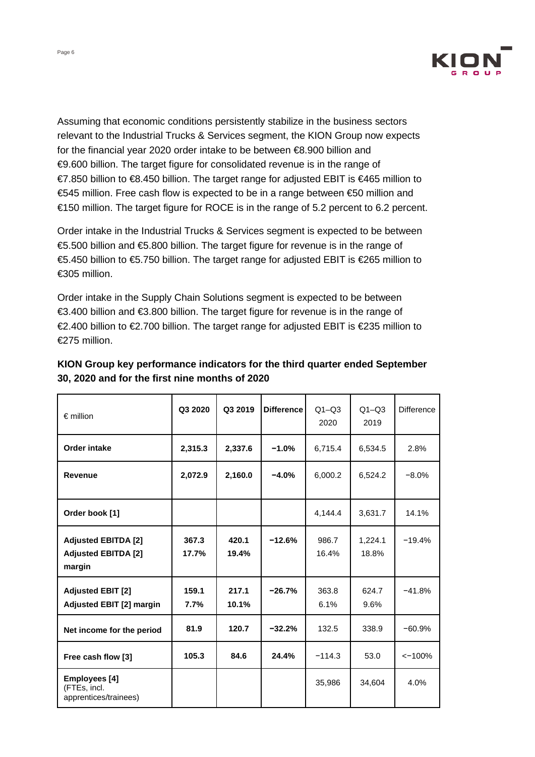Assuming that economic conditions persistently stabilize in the business sectors relevant to the Industrial Trucks & Services segment, the KION Group now expects for the financial year 2020 order intake to be between €8.900 billion and €9.600 billion. The target figure for consolidated revenue is in the range of €7.850 billion to €8.450 billion. The target range for adjusted EBIT is €465 million to €545 million. Free cash flow is expected to be in a range between €50 million and €150 million. The target figure for ROCE is in the range of 5.2 percent to 6.2 percent.

Order intake in the Industrial Trucks & Services segment is expected to be between €5.500 billion and €5.800 billion. The target figure for revenue is in the range of €5.450 billion to €5.750 billion. The target range for adjusted EBIT is €265 million to €305 million.

Order intake in the Supply Chain Solutions segment is expected to be between €3.400 billion and €3.800 billion. The target figure for revenue is in the range of €2.400 billion to €2.700 billion. The target range for adjusted EBIT is €235 million to €275 million.

**KION Group key performance indicators for the third quarter ended September 30, 2020 and for the first nine months of 2020**

| € million | Q3 2020 | Q3 2019 | Difference | Q1–Q3 2020 | Q1–Q3 2019 | Difference |
|---|---|---|---|---|---|---|
| **Order intake** | **2,315.3** | **2,337.6** | **−1.0%** | 6,715.4 | 6,534.5 | 2.8% |
| **Revenue** | **2,072.9** | **2,160.0** | **−4.0%** | 6,000.2 | 6,524.2 | −8.0% |
| **Order book [1]** | | | | 4,144.4 | 3,631.7 | 14.1% |
| **Adjusted EBITDA [2]**<br>**Adjusted EBITDA [2] margin** | **367.3**<br>**17.7%** | **420.1**<br>**19.4%** | **−12.6%** | 986.7<br>16.4% | 1,224.1<br>18.8% | −19.4% |
| **Adjusted EBIT [2]**<br>**Adjusted EBIT [2] margin** | **159.1**<br>**7.7%** | **217.1**<br>**10.1%** | **−26.7%** | 363.8<br>6.1% | 624.7<br>9.6% | −41.8% |
| **Net income for the period** | **81.9** | **120.7** | **−32.2%** | 132.5 | 338.9 | −60.9% |
| **Free cash flow [3]** | **105.3** | **84.6** | **24.4%** | −114.3 | 53.0 | <−100% |
| **Employees [4]** (FTEs, incl. apprentices/trainees) | | | | 35,986 | 34,604 | 4.0% |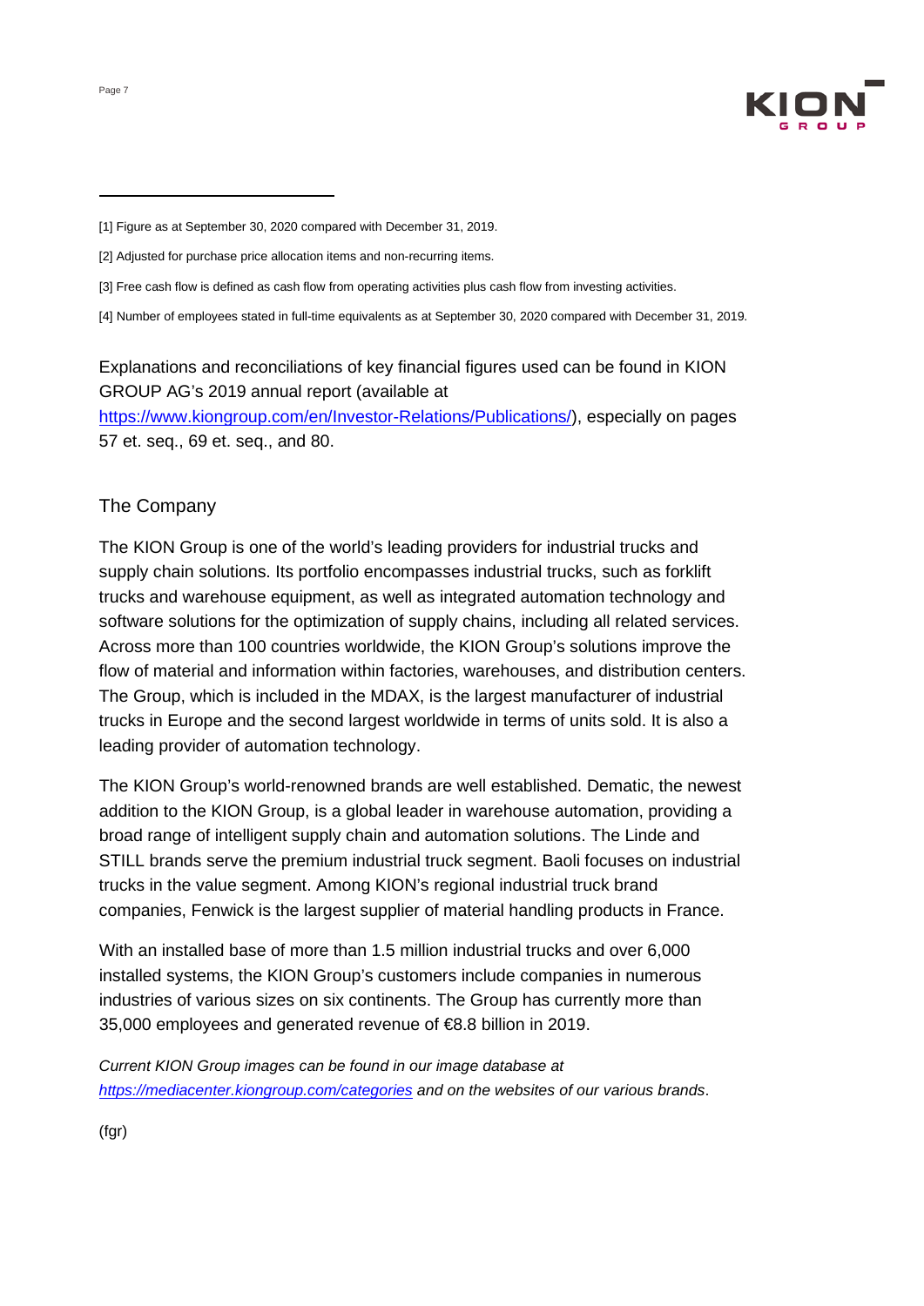[1] Figure as at September 30, 2020 compared with December 31, 2019.

[2] Adjusted for purchase price allocation items and non-recurring items.

[3] Free cash flow is defined as cash flow from operating activities plus cash flow from investing activities.

[4] Number of employees stated in full-time equivalents as at September 30, 2020 compared with December 31, 2019.

Explanations and reconciliations of key financial figures used can be found in KION GROUP AG's 2019 annual report (available at https://www.kiongroup.com/en/Investor-Relations/Publications/), especially on pages 57 et. seq., 69 et. seq., and 80.

## The Company

The KION Group is one of the world's leading providers for industrial trucks and supply chain solutions. Its portfolio encompasses industrial trucks, such as forklift trucks and warehouse equipment, as well as integrated automation technology and software solutions for the optimization of supply chains, including all related services. Across more than 100 countries worldwide, the KION Group's solutions improve the flow of material and information within factories, warehouses, and distribution centers. The Group, which is included in the MDAX, is the largest manufacturer of industrial trucks in Europe and the second largest worldwide in terms of units sold. It is also a leading provider of automation technology.

The KION Group's world-renowned brands are well established. Dematic, the newest addition to the KION Group, is a global leader in warehouse automation, providing a broad range of intelligent supply chain and automation solutions. The Linde and STILL brands serve the premium industrial truck segment. Baoli focuses on industrial trucks in the value segment. Among KION's regional industrial truck brand companies, Fenwick is the largest supplier of material handling products in France.

With an installed base of more than 1.5 million industrial trucks and over 6,000 installed systems, the KION Group's customers include companies in numerous industries of various sizes on six continents. The Group has currently more than 35,000 employees and generated revenue of €8.8 billion in 2019.

*Current KION Group images can be found in our image database at https://mediacenter.kiongroup.com/categories and on the websites of our various brands*.

(fgr)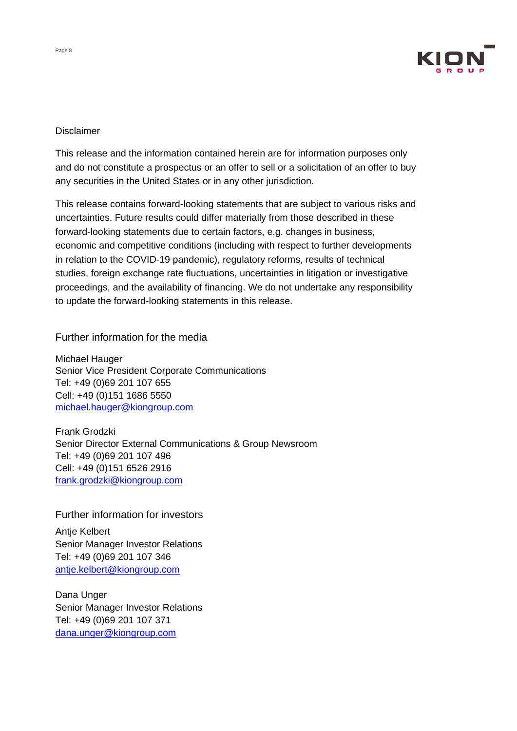## Disclaimer

This release and the information contained herein are for information purposes only and do not constitute a prospectus or an offer to sell or a solicitation of an offer to buy any securities in the United States or in any other jurisdiction.

This release contains forward-looking statements that are subject to various risks and uncertainties. Future results could differ materially from those described in these forward-looking statements due to certain factors, e.g. changes in business, economic and competitive conditions (including with respect to further developments in relation to the COVID-19 pandemic), regulatory reforms, results of technical studies, foreign exchange rate fluctuations, uncertainties in litigation or investigative proceedings, and the availability of financing. We do not undertake any responsibility to update the forward-looking statements in this release.

## Further information for the media

Michael Hauger
Senior Vice President Corporate Communications
Tel: +49 (0)69 201 107 655
Cell: +49 (0)151 1686 5550
michael.hauger@kiongroup.com

Frank Grodzki
Senior Director External Communications & Group Newsroom
Tel: +49 (0)69 201 107 496
Cell: +49 (0)151 6526 2916
frank.grodzki@kiongroup.com

## Further information for investors

Antje Kelbert
Senior Manager Investor Relations
Tel: +49 (0)69 201 107 346
antje.kelbert@kiongroup.com

Dana Unger
Senior Manager Investor Relations
Tel: +49 (0)69 201 107 371
dana.unger@kiongroup.com